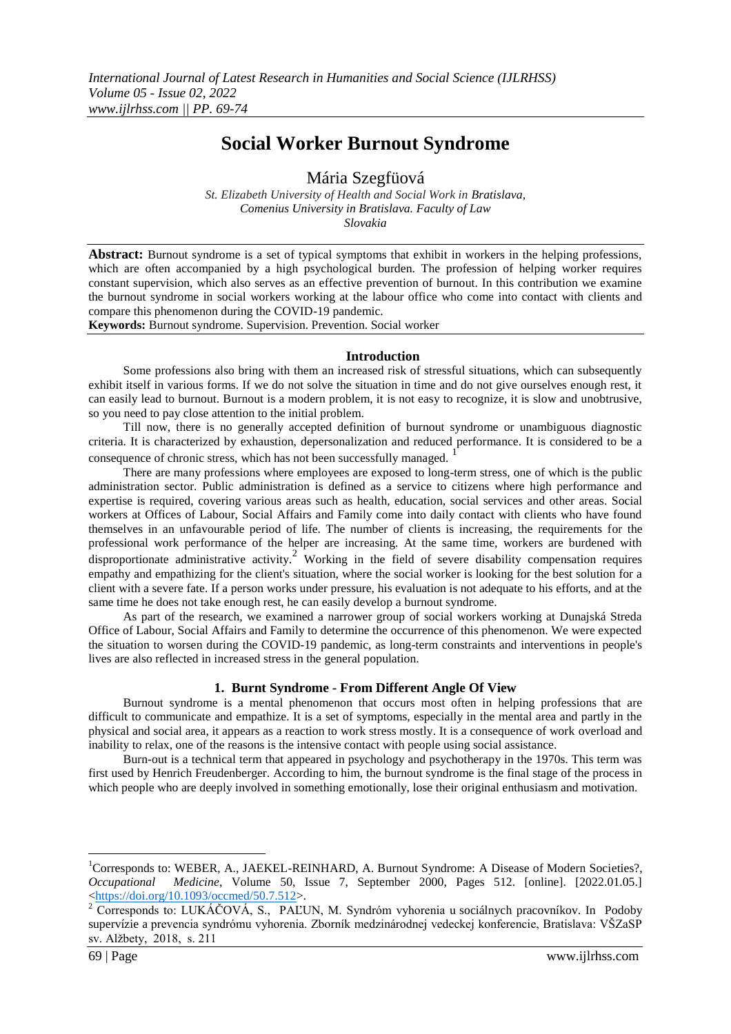# Social Worker Burnout Syndrome

Mária Szegfüová

*St. Elizabeth University of Health and Social Work in Bratislava,*
*Comenius University in Bratislava. Faculty of Law*
*Slovakia*

**Abstract:** Burnout syndrome is a set of typical symptoms that exhibit in workers in the helping professions, which are often accompanied by a high psychological burden. The profession of helping worker requires constant supervision, which also serves as an effective prevention of burnout. In this contribution we examine the burnout syndrome in social workers working at the labour office who come into contact with clients and compare this phenomenon during the COVID-19 pandemic.

**Keywords:** Burnout syndrome. Supervision. Prevention. Social worker

## Introduction

Some professions also bring with them an increased risk of stressful situations, which can subsequently exhibit itself in various forms. If we do not solve the situation in time and do not give ourselves enough rest, it can easily lead to burnout. Burnout is a modern problem, it is not easy to recognize, it is slow and unobtrusive, so you need to pay close attention to the initial problem.

Till now, there is no generally accepted definition of burnout syndrome or unambiguous diagnostic criteria. It is characterized by exhaustion, depersonalization and reduced performance. It is considered to be a consequence of chronic stress, which has not been successfully managed. [1]

There are many professions where employees are exposed to long-term stress, one of which is the public administration sector. Public administration is defined as a service to citizens where high performance and expertise is required, covering various areas such as health, education, social services and other areas. Social workers at Offices of Labour, Social Affairs and Family come into daily contact with clients who have found themselves in an unfavourable period of life. The number of clients is increasing, the requirements for the professional work performance of the helper are increasing. At the same time, workers are burdened with disproportionate administrative activity.[2] Working in the field of severe disability compensation requires empathy and empathizing for the client's situation, where the social worker is looking for the best solution for a client with a severe fate. If a person works under pressure, his evaluation is not adequate to his efforts, and at the same time he does not take enough rest, he can easily develop a burnout syndrome.

As part of the research, we examined a narrower group of social workers working at Dunajská Streda Office of Labour, Social Affairs and Family to determine the occurrence of this phenomenon. We were expected the situation to worsen during the COVID-19 pandemic, as long-term constraints and interventions in people's lives are also reflected in increased stress in the general population.

## 1. Burnt Syndrome - From Different Angle Of View

Burnout syndrome is a mental phenomenon that occurs most often in helping professions that are difficult to communicate and empathize. It is a set of symptoms, especially in the mental area and partly in the physical and social area, it appears as a reaction to work stress mostly. It is a consequence of work overload and inability to relax, one of the reasons is the intensive contact with people using social assistance.

Burn-out is a technical term that appeared in psychology and psychotherapy in the 1970s. This term was first used by Henrich Freudenberger. According to him, the burnout syndrome is the final stage of the process in which people who are deeply involved in something emotionally, lose their original enthusiasm and motivation.

---

[1] Corresponds to: WEBER, A., JAEKEL-REINHARD, A. Burnout Syndrome: A Disease of Modern Societies?, *Occupational Medicine*, Volume 50, Issue 7, September 2000, Pages 512. [online]. [2022.01.05.] <https://doi.org/10.1093/occmed/50.7.512>.

[2] Corresponds to: LUKÁČOVÁ, S., PAĽUN, M. Syndróm vyhorenia u sociálnych pracovníkov. In Podoby supervízie a prevencia syndrómu vyhorenia. Zborník medzinárodnej vedeckej konferencie, Bratislava: VŠZaSP sv. Alžbety, 2018, s. 211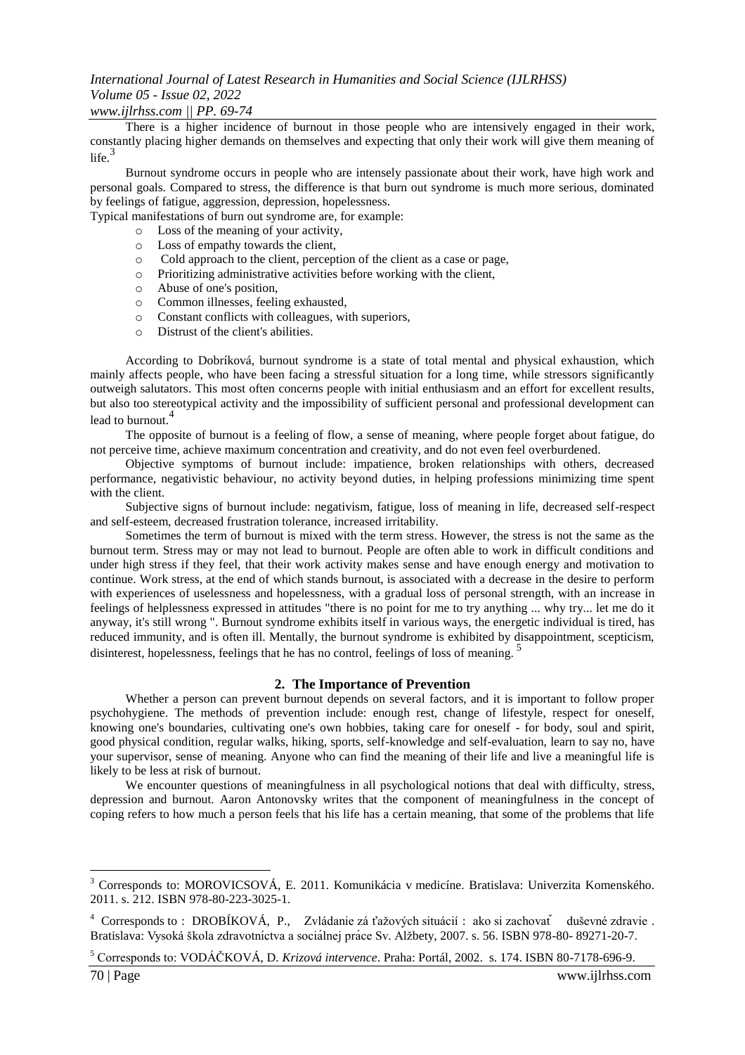There is a higher incidence of burnout in those people who are intensively engaged in their work, constantly placing higher demands on themselves and expecting that only their work will give them meaning of life.[3]

Burnout syndrome occurs in people who are intensely passionate about their work, have high work and personal goals. Compared to stress, the difference is that burn out syndrome is much more serious, dominated by feelings of fatigue, aggression, depression, hopelessness.

Typical manifestations of burn out syndrome are, for example:

- Loss of the meaning of your activity,
- Loss of empathy towards the client,
- Cold approach to the client, perception of the client as a case or page,
- Prioritizing administrative activities before working with the client,
- Abuse of one's position,
- Common illnesses, feeling exhausted,
- Constant conflicts with colleagues, with superiors,
- Distrust of the client's abilities.

According to Dobríková, burnout syndrome is a state of total mental and physical exhaustion, which mainly affects people, who have been facing a stressful situation for a long time, while stressors significantly outweigh salutators. This most often concerns people with initial enthusiasm and an effort for excellent results, but also too stereotypical activity and the impossibility of sufficient personal and professional development can lead to burnout.[4]

The opposite of burnout is a feeling of flow, a sense of meaning, where people forget about fatigue, do not perceive time, achieve maximum concentration and creativity, and do not even feel overburdened.

Objective symptoms of burnout include: impatience, broken relationships with others, decreased performance, negativistic behaviour, no activity beyond duties, in helping professions minimizing time spent with the client.

Subjective signs of burnout include: negativism, fatigue, loss of meaning in life, decreased self-respect and self-esteem, decreased frustration tolerance, increased irritability.

Sometimes the term of burnout is mixed with the term stress. However, the stress is not the same as the burnout term. Stress may or may not lead to burnout. People are often able to work in difficult conditions and under high stress if they feel, that their work activity makes sense and have enough energy and motivation to continue. Work stress, at the end of which stands burnout, is associated with a decrease in the desire to perform with experiences of uselessness and hopelessness, with a gradual loss of personal strength, with an increase in feelings of helplessness expressed in attitudes "there is no point for me to try anything ... why try... let me do it anyway, it's still wrong ". Burnout syndrome exhibits itself in various ways, the energetic individual is tired, has reduced immunity, and is often ill. Mentally, the burnout syndrome is exhibited by disappointment, scepticism, disinterest, hopelessness, feelings that he has no control, feelings of loss of meaning.[5]

## 2. The Importance of Prevention

Whether a person can prevent burnout depends on several factors, and it is important to follow proper psychohygiene. The methods of prevention include: enough rest, change of lifestyle, respect for oneself, knowing one's boundaries, cultivating one's own hobbies, taking care for oneself - for body, soul and spirit, good physical condition, regular walks, hiking, sports, self-knowledge and self-evaluation, learn to say no, have your supervisor, sense of meaning. Anyone who can find the meaning of their life and live a meaningful life is likely to be less at risk of burnout.

We encounter questions of meaningfulness in all psychological notions that deal with difficulty, stress, depression and burnout. Aaron Antonovsky writes that the component of meaningfulness in the concept of coping refers to how much a person feels that his life has a certain meaning, that some of the problems that life

---

[3] Corresponds to: MOROVICSOVÁ, E. 2011. Komunikácia v medicíne. Bratislava: Univerzita Komenského. 2011. s. 212. ISBN 978-80-223-3025-1.

[4] Corresponds to : DROBÍKOVÁ, P., Zvládanie zá ťažových situácií : ako si zachovať duševné zdravie . Bratislava: Vysoká škola zdravotníctva a sociálnej práce Sv. Alžbety, 2007. s. 56. ISBN 978-80- 89271-20-7.

[5] Corresponds to: VODÁČKOVÁ, D. *Krizová intervence*. Praha: Portál, 2002. s. 174. ISBN 80-7178-696-9.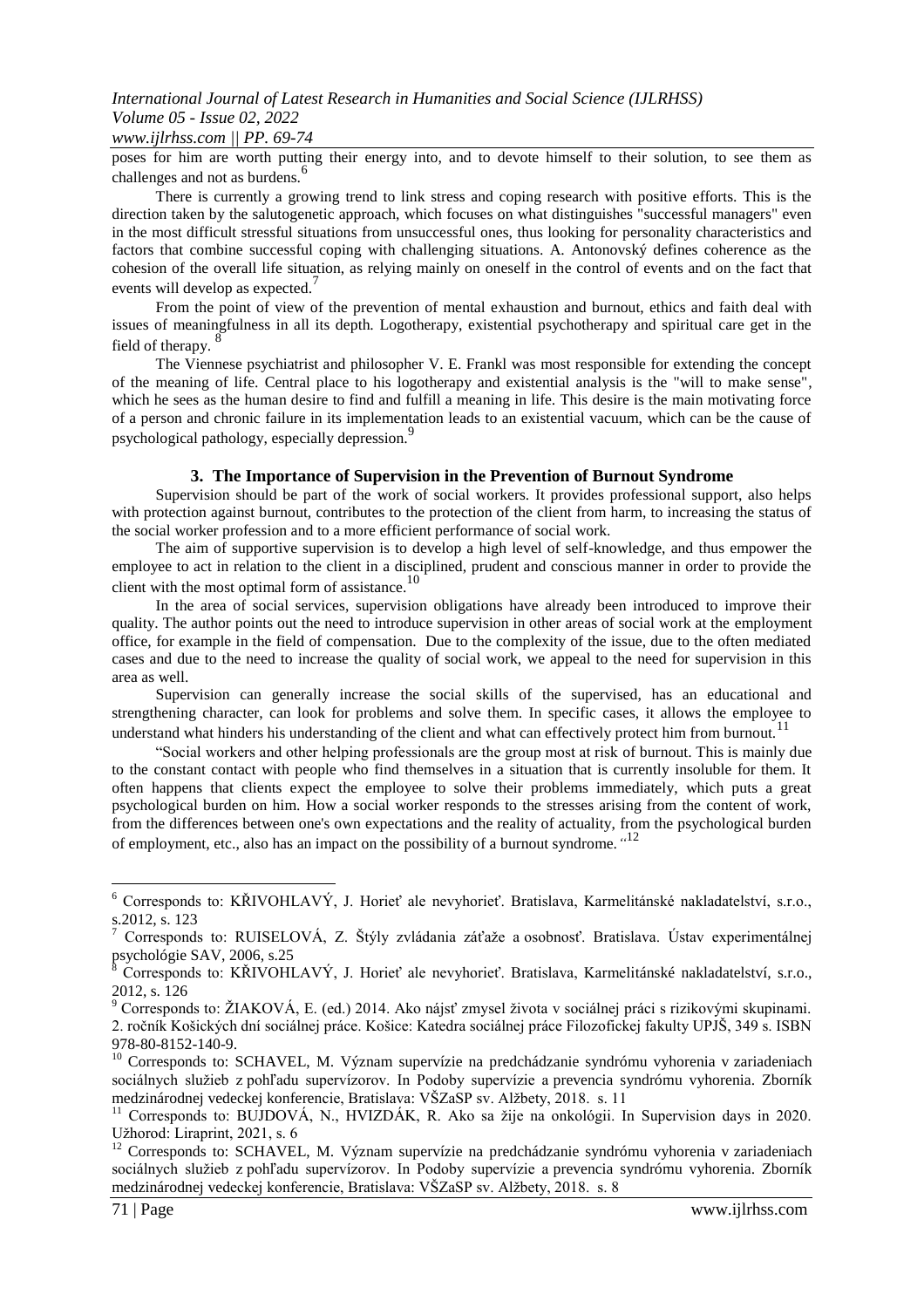poses for him are worth putting their energy into, and to devote himself to their solution, to see them as challenges and not as burdens.[6]

There is currently a growing trend to link stress and coping research with positive efforts. This is the direction taken by the salutogenetic approach, which focuses on what distinguishes "successful managers" even in the most difficult stressful situations from unsuccessful ones, thus looking for personality characteristics and factors that combine successful coping with challenging situations. A. Antonovský defines coherence as the cohesion of the overall life situation, as relying mainly on oneself in the control of events and on the fact that events will develop as expected.[7]

From the point of view of the prevention of mental exhaustion and burnout, ethics and faith deal with issues of meaningfulness in all its depth. Logotherapy, existential psychotherapy and spiritual care get in the field of therapy. [8]

The Viennese psychiatrist and philosopher V. E. Frankl was most responsible for extending the concept of the meaning of life. Central place to his logotherapy and existential analysis is the "will to make sense", which he sees as the human desire to find and fulfill a meaning in life. This desire is the main motivating force of a person and chronic failure in its implementation leads to an existential vacuum, which can be the cause of psychological pathology, especially depression.[9]

## 3. The Importance of Supervision in the Prevention of Burnout Syndrome

Supervision should be part of the work of social workers. It provides professional support, also helps with protection against burnout, contributes to the protection of the client from harm, to increasing the status of the social worker profession and to a more efficient performance of social work.

The aim of supportive supervision is to develop a high level of self-knowledge, and thus empower the employee to act in relation to the client in a disciplined, prudent and conscious manner in order to provide the client with the most optimal form of assistance.[10]

In the area of social services, supervision obligations have already been introduced to improve their quality. The author points out the need to introduce supervision in other areas of social work at the employment office, for example in the field of compensation. Due to the complexity of the issue, due to the often mediated cases and due to the need to increase the quality of social work, we appeal to the need for supervision in this area as well.

Supervision can generally increase the social skills of the supervised, has an educational and strengthening character, can look for problems and solve them. In specific cases, it allows the employee to understand what hinders his understanding of the client and what can effectively protect him from burnout.[11]

"Social workers and other helping professionals are the group most at risk of burnout. This is mainly due to the constant contact with people who find themselves in a situation that is currently insoluble for them. It often happens that clients expect the employee to solve their problems immediately, which puts a great psychological burden on him. How a social worker responds to the stresses arising from the content of work, from the differences between one's own expectations and the reality of actuality, from the psychological burden of employment, etc., also has an impact on the possibility of a burnout syndrome. "[12]

---

[6] Corresponds to: KŘIVOHLAVÝ, J. Horieť ale nevyhorieť. Bratislava, Karmelitánské nakladatelství, s.r.o., s.2012, s. 123

[7] Corresponds to: RUISELOVÁ, Z. Štýly zvládania záťaže a osobnosť. Bratislava. Ústav experimentálnej psychológie SAV, 2006, s.25

[8] Corresponds to: KŘIVOHLAVÝ, J. Horieť ale nevyhorieť. Bratislava, Karmelitánské nakladatelství, s.r.o., 2012, s. 126

[9] Corresponds to: ŽIAKOVÁ, E. (ed.) 2014. Ako nájsť zmysel života v sociálnej práci s rizikovými skupinami. 2. ročník Košických dní sociálnej práce. Košice: Katedra sociálnej práce Filozofickej fakulty UPJŠ, 349 s. ISBN 978-80-8152-140-9.

[10] Corresponds to: SCHAVEL, M. Význam supervízie na predchádzanie syndrómu vyhorenia v zariadeniach sociálnych služieb z pohľadu supervízorov. In Podoby supervízie a prevencia syndrómu vyhorenia. Zborník medzinárodnej vedeckej konferencie, Bratislava: VŠZaSP sv. Alžbety, 2018. s. 11

[11] Corresponds to: BUJDOVÁ, N., HVIZDÁK, R. Ako sa žije na onkológii. In Supervision days in 2020. Užhorod: Liraprint, 2021, s. 6

[12] Corresponds to: SCHAVEL, M. Význam supervízie na predchádzanie syndrómu vyhorenia v zariadeniach sociálnych služieb z pohľadu supervízorov. In Podoby supervízie a prevencia syndrómu vyhorenia. Zborník medzinárodnej vedeckej konferencie, Bratislava: VŠZaSP sv. Alžbety, 2018. s. 8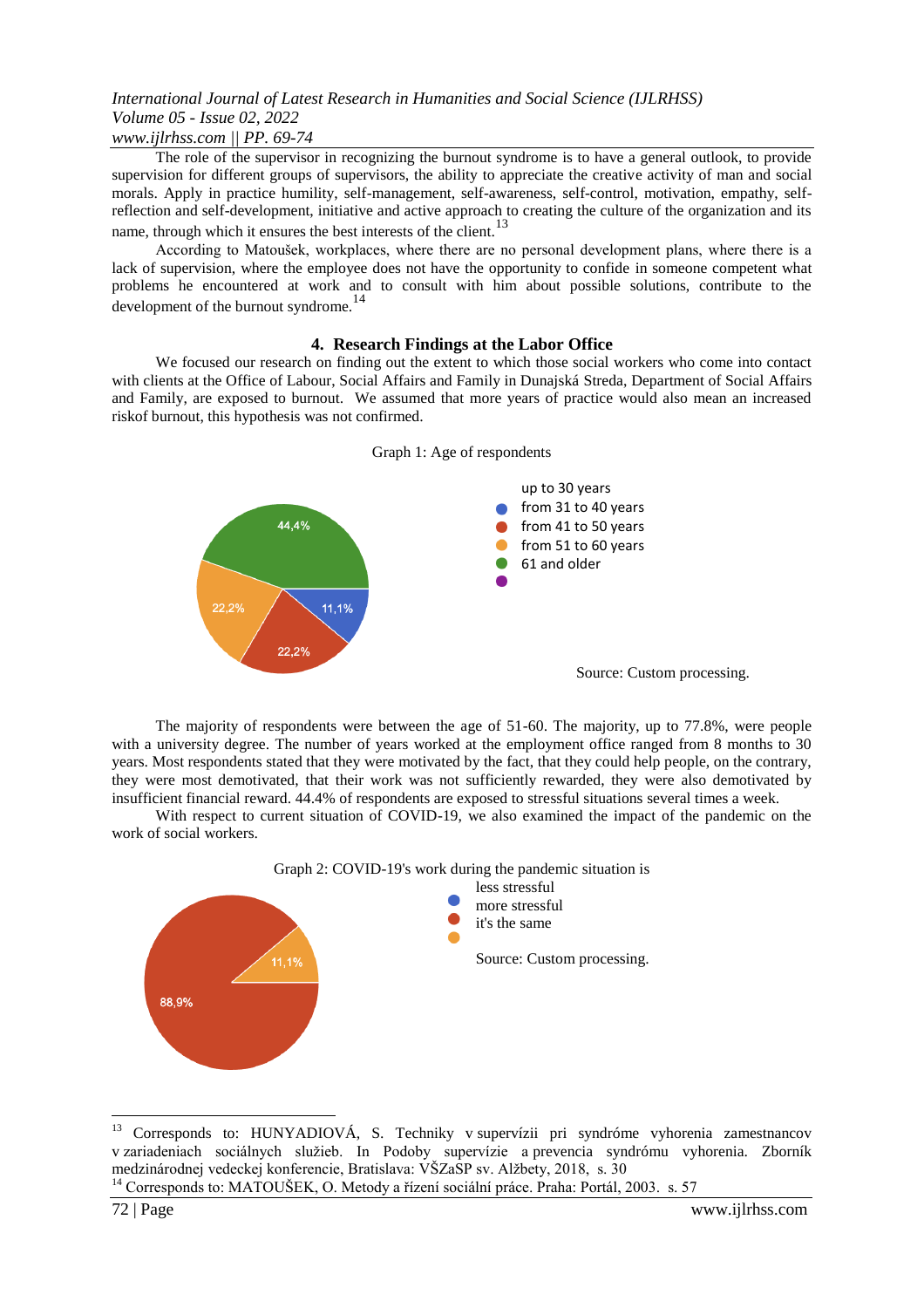The role of the supervisor in recognizing the burnout syndrome is to have a general outlook, to provide supervision for different groups of supervisors, the ability to appreciate the creative activity of man and social morals. Apply in practice humility, self-management, self-awareness, self-control, motivation, empathy, self-reflection and self-development, initiative and active approach to creating the culture of the organization and its name, through which it ensures the best interests of the client.[13]

According to Matoušek, workplaces, where there are no personal development plans, where there is a lack of supervision, where the employee does not have the opportunity to confide in someone competent what problems he encountered at work and to consult with him about possible solutions, contribute to the development of the burnout syndrome.[14]

## 4. Research Findings at the Labor Office

We focused our research on finding out the extent to which those social workers who come into contact with clients at the Office of Labour, Social Affairs and Family in Dunajská Streda, Department of Social Affairs and Family, are exposed to burnout. We assumed that more years of practice would also mean an increased riskof burnout, this hypothesis was not confirmed.

Graph 1: Age of respondents

- up to 30 years
- from 31 to 40 years
- from 41 to 50 years
- from 51 to 60 years
- 61 and older

44,4%
22,2%
22,2%
11,1%

Source: Custom processing.

The majority of respondents were between the age of 51-60. The majority, up to 77.8%, were people with a university degree. The number of years worked at the employment office ranged from 8 months to 30 years. Most respondents stated that they were motivated by the fact, that they could help people, on the contrary, they were most demotivated, that their work was not sufficiently rewarded, they were also demotivated by insufficient financial reward. 44.4% of respondents are exposed to stressful situations several times a week.

With respect to current situation of COVID-19, we also examined the impact of the pandemic on the work of social workers.

Graph 2: COVID-19's work during the pandemic situation is

- less stressful
- more stressful
- it's the same

88,9%
11,1%

Source: Custom processing.

---

[13] Corresponds to: HUNYADIOVÁ, S. Techniky v supervízii pri syndróme vyhorenia zamestnancov v zariadeniach sociálnych služieb. In Podoby supervízie a prevencia syndrómu vyhorenia. Zborník medzinárodnej vedeckej konferencie, Bratislava: VŠZaSP sv. Alžbety, 2018, s. 30

[14] Corresponds to: MATOUŠEK, O. Metody a řízení sociální práce. Praha: Portál, 2003. s. 57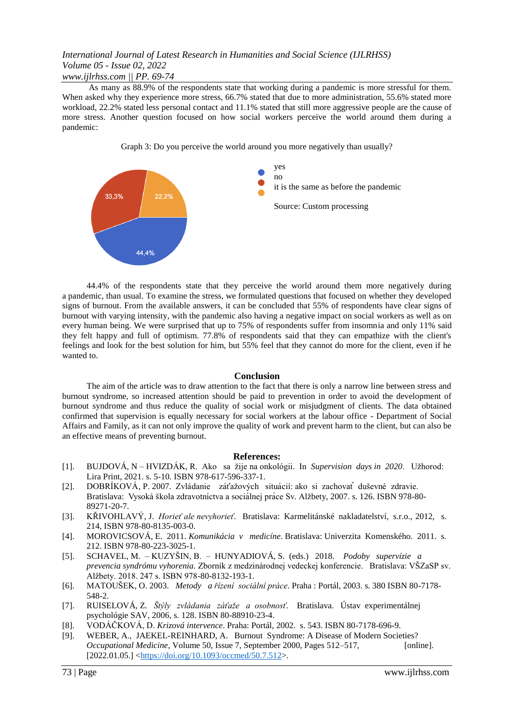As many as 88.9% of the respondents state that working during a pandemic is more stressful for them. When asked why they experience more stress, 66.7% stated that due to more administration, 55.6% stated more workload, 22.2% stated less personal contact and 11.1% stated that still more aggressive people are the cause of more stress. Another question focused on how social workers perceive the world around them during a pandemic:

Graph 3: Do you perceive the world around you more negatively than usually?

| Answer | Share |
| --- | --- |
| yes | 44,4% |
| no | 33,3% |
| it is the same as before the pandemic | 22,2% |

Source: Custom processing

44.4% of the respondents state that they perceive the world around them more negatively during a pandemic, than usual. To examine the stress, we formulated questions that focused on whether they developed signs of burnout. From the available answers, it can be concluded that 55% of respondents have clear signs of burnout with varying intensity, with the pandemic also having a negative impact on social workers as well as on every human being. We were surprised that up to 75% of respondents suffer from insomnia and only 11% said they felt happy and full of optimism. 77.8% of respondents said that they can empathize with the client's feelings and look for the best solution for him, but 55% feel that they cannot do more for the client, even if he wanted to.

## Conclusion

The aim of the article was to draw attention to the fact that there is only a narrow line between stress and burnout syndrome, so increased attention should be paid to prevention in order to avoid the development of burnout syndrome and thus reduce the quality of social work or misjudgment of clients. The data obtained confirmed that supervision is equally necessary for social workers at the labour office - Department of Social Affairs and Family, as it can not only improve the quality of work and prevent harm to the client, but can also be an effective means of preventing burnout.

## References:

[1]. BUJDOVÁ, N – HVIZDÁK, R. Ako sa žije na onkológii. In *Supervision days in 2020*. Užhorod: Lira Print, 2021. s. 5-10. ISBN 978-617-596-337-1.

[2]. DOBRÍKOVÁ, P. 2007. Zvládanie záťažových situácií: ako si zachovať duševné zdravie. Bratislava: Vysoká škola zdravotníctva a sociálnej práce Sv. Alžbety, 2007. s. 126. ISBN 978-80-89271-20-7.

[3]. KŘIVOHLAVÝ, J. *Horieť ale nevyhorieť*. Bratislava: Karmelitánské nakladatelství, s.r.o., 2012, s. 214, ISBN 978-80-8135-003-0.

[4]. MOROVICSOVÁ, E. 2011. *Komunikácia v medicíne*. Bratislava: Univerzita Komenského. 2011. s. 212. ISBN 978-80-223-3025-1.

[5]. SCHAVEL, M. – KUZYŠIN, B. – HUNYADIOVÁ, S. (eds.) 2018. *Podoby supervízie a prevencia syndrómu vyhorenia*. Zborník z medzinárodnej vedeckej konferencie. Bratislava: VŠZaSP sv. Alžbety. 2018. 247 s. ISBN 978-80-8132-193-1.

[6]. MATOUŠEK, O. 2003. *Metody a řízení sociální práce*. Praha : Portál, 2003. s. 380 ISBN 80-7178-548-2.

[7]. RUISELOVÁ, Z. *Štýly zvládania záťaže a osobnosť*. Bratislava. Ústav experimentálnej psychológie SAV, 2006, s. 128. ISBN 80-88910-23-4.

[8]. VODÁČKOVÁ, D. *Krizová intervence*. Praha: Portál, 2002. s. 543. ISBN 80-7178-696-9.

[9]. WEBER, A., JAEKEL-REINHARD, A. Burnout Syndrome: A Disease of Modern Societies? *Occupational Medicine*, Volume 50, Issue 7, September 2000, Pages 512–517, [online]. [2022.01.05.] <https://doi.org/10.1093/occmed/50.7.512>.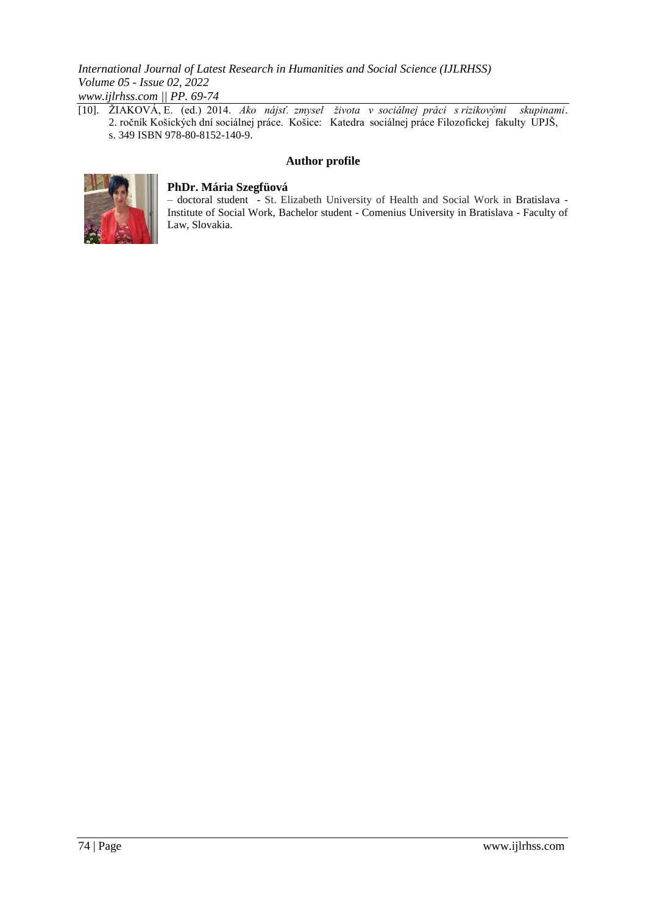[10]. ŽIAKOVÁ, E. (ed.) 2014. *Ako nájsť zmysel života v sociálnej práci s rizikovými skupinami*. 2. ročník Košických dní sociálnej práce. Košice: Katedra sociálnej práce Filozofickej fakulty UPJŠ, s. 349 ISBN 978-80-8152-140-9.

**Author profile**

**PhDr. Mária Szegfüová**

– doctoral student - St. Elizabeth University of Health and Social Work in Bratislava - Institute of Social Work, Bachelor student - Comenius University in Bratislava - Faculty of Law, Slovakia.